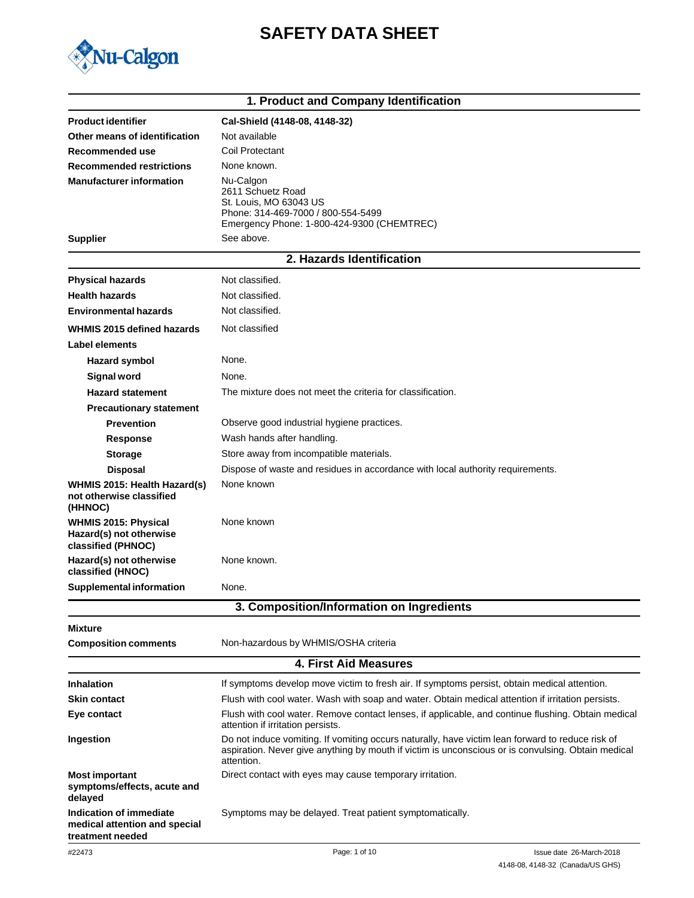# SAFETY DATA SHEET

## 1. Product and Company Identification

| | |
|---|---|
| **Product identifier** | **Cal-Shield (4148-08, 4148-32)** |
| **Other means of identification** | Not available |
| **Recommended use** | Coil Protectant |
| **Recommended restrictions** | None known. |
| **Manufacturer information** | Nu-Calgon<br>2611 Schuetz Road<br>St. Louis, MO 63043 US<br>Phone: 314-469-7000 / 800-554-5499<br>Emergency Phone: 1-800-424-9300 (CHEMTREC) |
| **Supplier** | See above. |

## 2. Hazards Identification

| | |
|---|---|
| **Physical hazards** | Not classified. |
| **Health hazards** | Not classified. |
| **Environmental hazards** | Not classified. |
| **WHMIS 2015 defined hazards** | Not classified |
| **Label elements** | |
| **Hazard symbol** | None. |
| **Signal word** | None. |
| **Hazard statement** | The mixture does not meet the criteria for classification. |
| **Precautionary statement** | |
| **Prevention** | Observe good industrial hygiene practices. |
| **Response** | Wash hands after handling. |
| **Storage** | Store away from incompatible materials. |
| **Disposal** | Dispose of waste and residues in accordance with local authority requirements. |
| **WHMIS 2015: Health Hazard(s) not otherwise classified (HHNOC)** | None known |
| **WHMIS 2015: Physical Hazard(s) not otherwise classified (PHNOC)** | None known |
| **Hazard(s) not otherwise classified (HNOC)** | None known. |
| **Supplemental information** | None. |

## 3. Composition/Information on Ingredients

| | |
|---|---|
| **Mixture** | |
| **Composition comments** | Non-hazardous by WHMIS/OSHA criteria |

## 4. First Aid Measures

| | |
|---|---|
| **Inhalation** | If symptoms develop move victim to fresh air. If symptoms persist, obtain medical attention. |
| **Skin contact** | Flush with cool water. Wash with soap and water. Obtain medical attention if irritation persists. |
| **Eye contact** | Flush with cool water. Remove contact lenses, if applicable, and continue flushing. Obtain medical attention if irritation persists. |
| **Ingestion** | Do not induce vomiting. If vomiting occurs naturally, have victim lean forward to reduce risk of aspiration. Never give anything by mouth if victim is unconscious or is convulsing. Obtain medical attention. |
| **Most important symptoms/effects, acute and delayed** | Direct contact with eyes may cause temporary irritation. |
| **Indication of immediate medical attention and special treatment needed** | Symptoms may be delayed. Treat patient symptomatically. |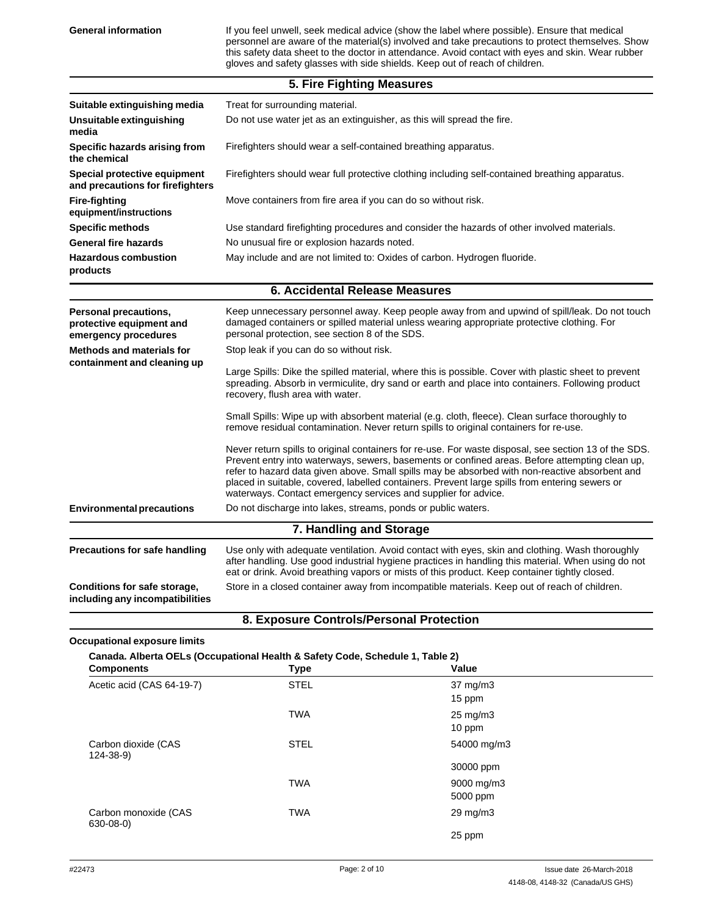| | |
|---|---|
| **General information** | If you feel unwell, seek medical advice (show the label where possible). Ensure that medical personnel are aware of the material(s) involved and take precautions to protect themselves. Show this safety data sheet to the doctor in attendance. Avoid contact with eyes and skin. Wear rubber gloves and safety glasses with side shields. Keep out of reach of children. |

## 5. Fire Fighting Measures

| | |
|---|---|
| **Suitable extinguishing media** | Treat for surrounding material. |
| **Unsuitable extinguishing media** | Do not use water jet as an extinguisher, as this will spread the fire. |
| **Specific hazards arising from the chemical** | Firefighters should wear a self-contained breathing apparatus. |
| **Special protective equipment and precautions for firefighters** | Firefighters should wear full protective clothing including self-contained breathing apparatus. |
| **Fire-fighting equipment/instructions** | Move containers from fire area if you can do so without risk. |
| **Specific methods** | Use standard firefighting procedures and consider the hazards of other involved materials. |
| **General fire hazards** | No unusual fire or explosion hazards noted. |
| **Hazardous combustion products** | May include and are not limited to: Oxides of carbon. Hydrogen fluoride. |

## 6. Accidental Release Measures

**Personal precautions, protective equipment and emergency procedures**

Keep unnecessary personnel away. Keep people away from and upwind of spill/leak. Do not touch damaged containers or spilled material unless wearing appropriate protective clothing. For personal protection, see section 8 of the SDS.

**Methods and materials for containment and cleaning up**

Stop leak if you can do so without risk.

Large Spills: Dike the spilled material, where this is possible. Cover with plastic sheet to prevent spreading. Absorb in vermiculite, dry sand or earth and place into containers. Following product recovery, flush area with water.

Small Spills: Wipe up with absorbent material (e.g. cloth, fleece). Clean surface thoroughly to remove residual contamination. Never return spills to original containers for re-use.

Never return spills to original containers for re-use. For waste disposal, see section 13 of the SDS. Prevent entry into waterways, sewers, basements or confined areas. Before attempting clean up, refer to hazard data given above. Small spills may be absorbed with non-reactive absorbent and placed in suitable, covered, labelled containers. Prevent large spills from entering sewers or waterways. Contact emergency services and supplier for advice.

**Environmental precautions**

Do not discharge into lakes, streams, ponds or public waters.

## 7. Handling and Storage

| | |
|---|---|
| **Precautions for safe handling** | Use only with adequate ventilation. Avoid contact with eyes, skin and clothing. Wash thoroughly after handling. Use good industrial hygiene practices in handling this material. When using do not eat or drink. Avoid breathing vapors or mists of this product. Keep container tightly closed. |
| **Conditions for safe storage, including any incompatibilities** | Store in a closed container away from incompatible materials. Keep out of reach of children. |

## 8. Exposure Controls/Personal Protection

**Occupational exposure limits**

**Canada. Alberta OELs (Occupational Health & Safety Code, Schedule 1, Table 2)**

| Components | Type | Value |
|---|---|---|
| Acetic acid (CAS 64-19-7) | STEL | 37 mg/m3 |
| | | 15 ppm |
| | TWA | 25 mg/m3 |
| | | 10 ppm |
| Carbon dioxide (CAS 124-38-9) | STEL | 54000 mg/m3 |
| | | 30000 ppm |
| | TWA | 9000 mg/m3 |
| | | 5000 ppm |
| Carbon monoxide (CAS 630-08-0) | TWA | 29 mg/m3 |
| | | 25 ppm |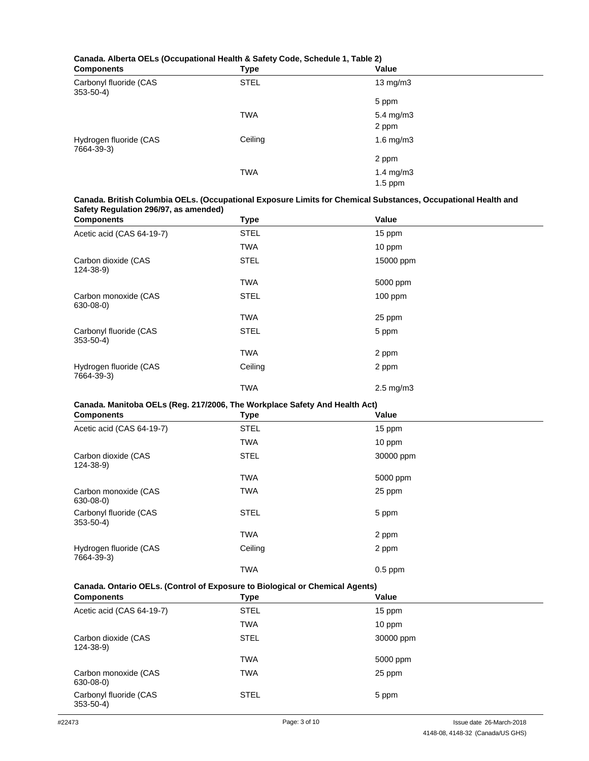**Canada. Alberta OELs (Occupational Health & Safety Code, Schedule 1, Table 2)**

| Components | Type | Value |
|---|---|---|
| Carbonyl fluoride (CAS 353-50-4) | STEL | 13 mg/m3 |
| | | 5 ppm |
| | TWA | 5.4 mg/m3 |
| | | 2 ppm |
| Hydrogen fluoride (CAS 7664-39-3) | Ceiling | 1.6 mg/m3 |
| | | 2 ppm |
| | TWA | 1.4 mg/m3 |
| | | 1.5 ppm |

**Canada. British Columbia OELs. (Occupational Exposure Limits for Chemical Substances, Occupational Health and Safety Regulation 296/97, as amended)**

| Components | Type | Value |
|---|---|---|
| Acetic acid (CAS 64-19-7) | STEL | 15 ppm |
| | TWA | 10 ppm |
| Carbon dioxide (CAS 124-38-9) | STEL | 15000 ppm |
| | TWA | 5000 ppm |
| Carbon monoxide (CAS 630-08-0) | STEL | 100 ppm |
| | TWA | 25 ppm |
| Carbonyl fluoride (CAS 353-50-4) | STEL | 5 ppm |
| | TWA | 2 ppm |
| Hydrogen fluoride (CAS 7664-39-3) | Ceiling | 2 ppm |
| | TWA | 2.5 mg/m3 |

**Canada. Manitoba OELs (Reg. 217/2006, The Workplace Safety And Health Act)**

| Components | Type | Value |
|---|---|---|
| Acetic acid (CAS 64-19-7) | STEL | 15 ppm |
| | TWA | 10 ppm |
| Carbon dioxide (CAS 124-38-9) | STEL | 30000 ppm |
| | TWA | 5000 ppm |
| Carbon monoxide (CAS 630-08-0) | TWA | 25 ppm |
| Carbonyl fluoride (CAS 353-50-4) | STEL | 5 ppm |
| | TWA | 2 ppm |
| Hydrogen fluoride (CAS 7664-39-3) | Ceiling | 2 ppm |
| | TWA | 0.5 ppm |

**Canada. Ontario OELs. (Control of Exposure to Biological or Chemical Agents)**

| Components | Type | Value |
|---|---|---|
| Acetic acid (CAS 64-19-7) | STEL | 15 ppm |
| | TWA | 10 ppm |
| Carbon dioxide (CAS 124-38-9) | STEL | 30000 ppm |
| | TWA | 5000 ppm |
| Carbon monoxide (CAS 630-08-0) | TWA | 25 ppm |
| Carbonyl fluoride (CAS 353-50-4) | STEL | 5 ppm |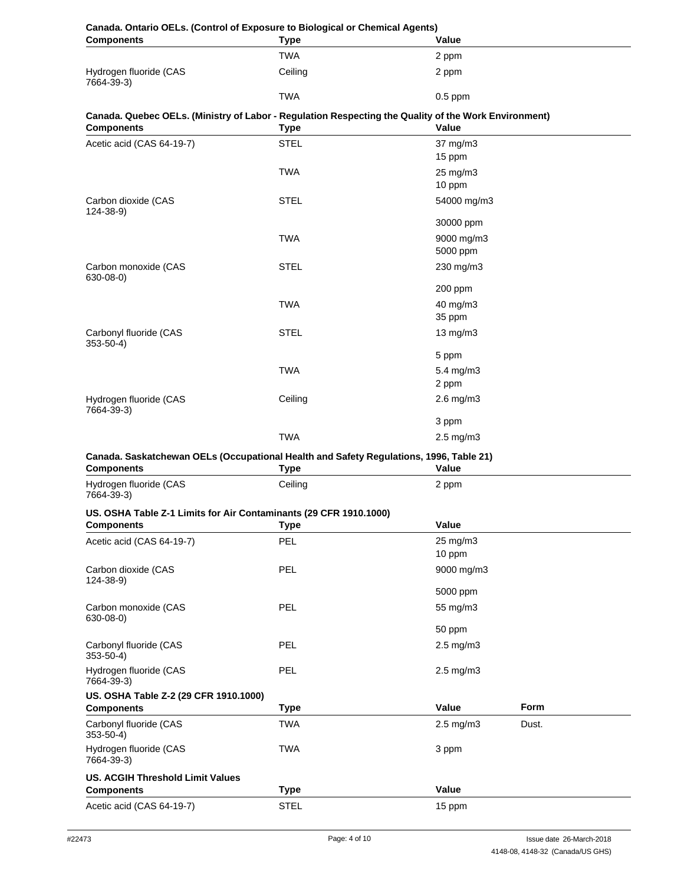**Canada. Ontario OELs. (Control of Exposure to Biological or Chemical Agents)**

| Components | Type | Value |
|---|---|---|
| | TWA | 2 ppm |
| Hydrogen fluoride (CAS 7664-39-3) | Ceiling | 2 ppm |
| | TWA | 0.5 ppm |

**Canada. Quebec OELs. (Ministry of Labor - Regulation Respecting the Quality of the Work Environment)**

| Components | Type | Value |
|---|---|---|
| Acetic acid (CAS 64-19-7) | STEL | 37 mg/m3 |
| | | 15 ppm |
| | TWA | 25 mg/m3 |
| | | 10 ppm |
| Carbon dioxide (CAS 124-38-9) | STEL | 54000 mg/m3 |
| | | 30000 ppm |
| | TWA | 9000 mg/m3 |
| | | 5000 ppm |
| Carbon monoxide (CAS 630-08-0) | STEL | 230 mg/m3 |
| | | 200 ppm |
| | TWA | 40 mg/m3 |
| | | 35 ppm |
| Carbonyl fluoride (CAS 353-50-4) | STEL | 13 mg/m3 |
| | | 5 ppm |
| | TWA | 5.4 mg/m3 |
| | | 2 ppm |
| Hydrogen fluoride (CAS 7664-39-3) | Ceiling | 2.6 mg/m3 |
| | | 3 ppm |
| | TWA | 2.5 mg/m3 |

**Canada. Saskatchewan OELs (Occupational Health and Safety Regulations, 1996, Table 21)**

| Components | Type | Value |
|---|---|---|
| Hydrogen fluoride (CAS 7664-39-3) | Ceiling | 2 ppm |

**US. OSHA Table Z-1 Limits for Air Contaminants (29 CFR 1910.1000)**

| Components | Type | Value |
|---|---|---|
| Acetic acid (CAS 64-19-7) | PEL | 25 mg/m3 |
| | | 10 ppm |
| Carbon dioxide (CAS 124-38-9) | PEL | 9000 mg/m3 |
| | | 5000 ppm |
| Carbon monoxide (CAS 630-08-0) | PEL | 55 mg/m3 |
| | | 50 ppm |
| Carbonyl fluoride (CAS 353-50-4) | PEL | 2.5 mg/m3 |
| Hydrogen fluoride (CAS 7664-39-3) | PEL | 2.5 mg/m3 |

**US. OSHA Table Z-2 (29 CFR 1910.1000)**

| Components | Type | Value | Form |
|---|---|---|---|
| Carbonyl fluoride (CAS 353-50-4) | TWA | 2.5 mg/m3 | Dust. |
| Hydrogen fluoride (CAS 7664-39-3) | TWA | 3 ppm | |

**US. ACGIH Threshold Limit Values**

| Components | Type | Value |
|---|---|---|
| Acetic acid (CAS 64-19-7) | STEL | 15 ppm |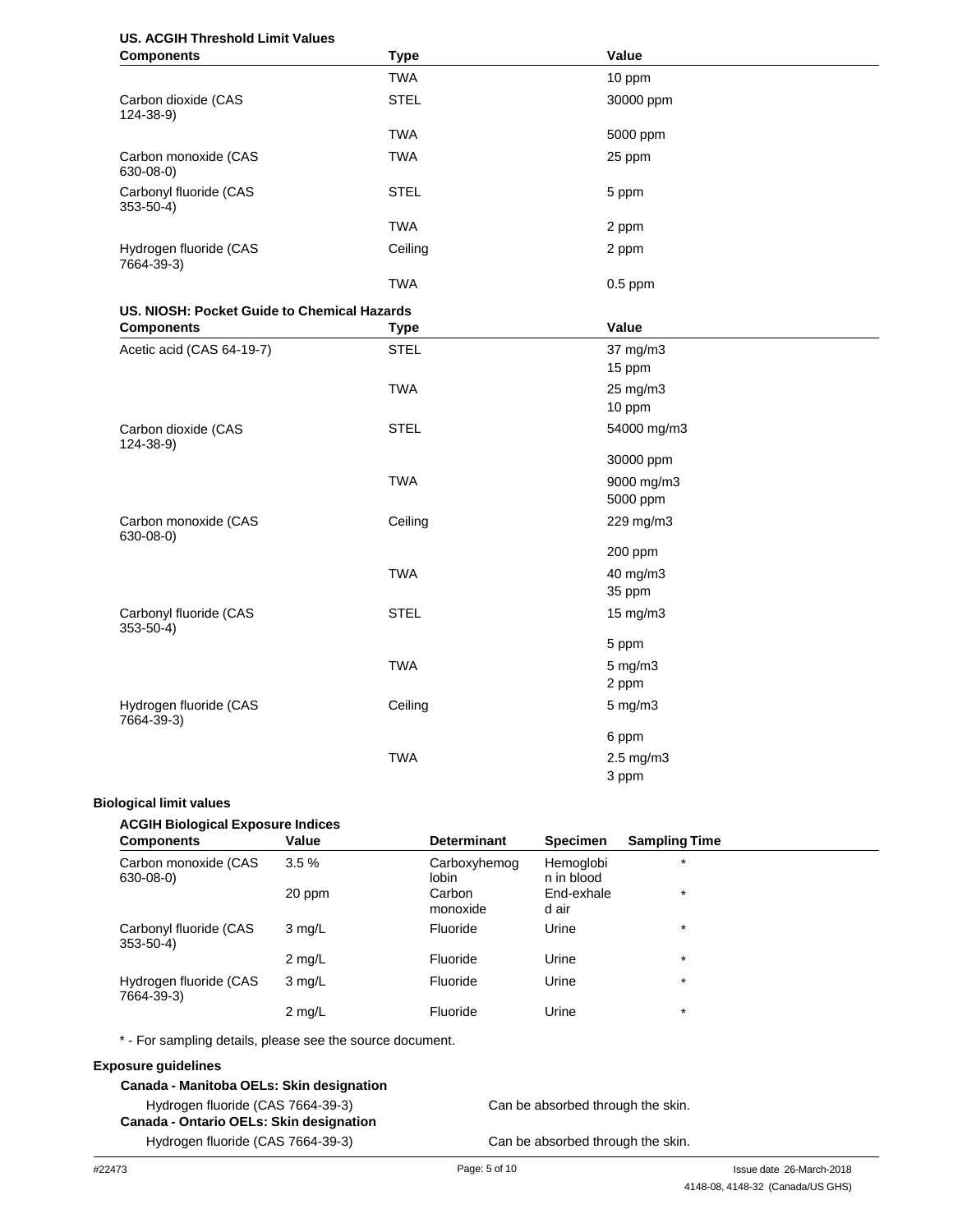**US. ACGIH Threshold Limit Values**

| Components | Type | Value |
|---|---|---|
| | TWA | 10 ppm |
| Carbon dioxide (CAS 124-38-9) | STEL | 30000 ppm |
| | TWA | 5000 ppm |
| Carbon monoxide (CAS 630-08-0) | TWA | 25 ppm |
| Carbonyl fluoride (CAS 353-50-4) | STEL | 5 ppm |
| | TWA | 2 ppm |
| Hydrogen fluoride (CAS 7664-39-3) | Ceiling | 2 ppm |
| | TWA | 0.5 ppm |

**US. NIOSH: Pocket Guide to Chemical Hazards**

| Components | Type | Value |
|---|---|---|
| Acetic acid (CAS 64-19-7) | STEL | 37 mg/m3 |
| | | 15 ppm |
| | TWA | 25 mg/m3 |
| | | 10 ppm |
| Carbon dioxide (CAS 124-38-9) | STEL | 54000 mg/m3 |
| | | 30000 ppm |
| | TWA | 9000 mg/m3 |
| | | 5000 ppm |
| Carbon monoxide (CAS 630-08-0) | Ceiling | 229 mg/m3 |
| | | 200 ppm |
| | TWA | 40 mg/m3 |
| | | 35 ppm |
| Carbonyl fluoride (CAS 353-50-4) | STEL | 15 mg/m3 |
| | | 5 ppm |
| | TWA | 5 mg/m3 |
| | | 2 ppm |
| Hydrogen fluoride (CAS 7664-39-3) | Ceiling | 5 mg/m3 |
| | | 6 ppm |
| | TWA | 2.5 mg/m3 |
| | | 3 ppm |

**Biological limit values**

**ACGIH Biological Exposure Indices**

| Components | Value | Determinant | Specimen | Sampling Time |
|---|---|---|---|---|
| Carbon monoxide (CAS 630-08-0) | 3.5 % | Carboxyhemoglobin | Hemoglobin in blood | * |
| | 20 ppm | Carbon monoxide | End-exhaled air | * |
| Carbonyl fluoride (CAS 353-50-4) | 3 mg/L | Fluoride | Urine | * |
| | 2 mg/L | Fluoride | Urine | * |
| Hydrogen fluoride (CAS 7664-39-3) | 3 mg/L | Fluoride | Urine | * |
| | 2 mg/L | Fluoride | Urine | * |

* - For sampling details, please see the source document.

**Exposure guidelines**

**Canada - Manitoba OELs: Skin designation**

Hydrogen fluoride (CAS 7664-39-3) — Can be absorbed through the skin.

**Canada - Ontario OELs: Skin designation**

Hydrogen fluoride (CAS 7664-39-3) — Can be absorbed through the skin.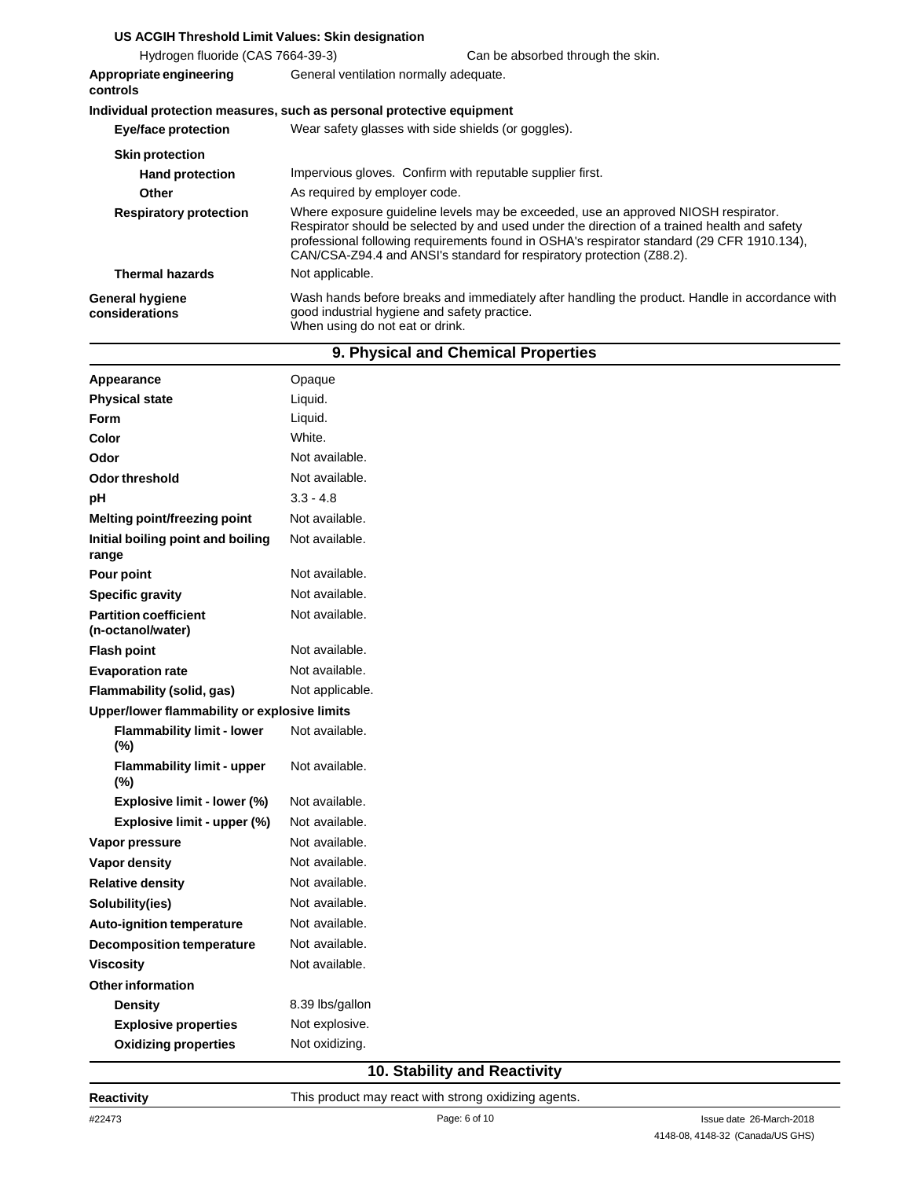**US ACGIH Threshold Limit Values: Skin designation**

| | |
|---|---|
| Hydrogen fluoride (CAS 7664-39-3) | Can be absorbed through the skin. |

| | |
|---|---|
| **Appropriate engineering controls** | General ventilation normally adequate. |

**Individual protection measures, such as personal protective equipment**

| | |
|---|---|
| **Eye/face protection** | Wear safety glasses with side shields (or goggles). |
| **Skin protection** | |
| **Hand protection** | Impervious gloves. Confirm with reputable supplier first. |
| **Other** | As required by employer code. |
| **Respiratory protection** | Where exposure guideline levels may be exceeded, use an approved NIOSH respirator. Respirator should be selected by and used under the direction of a trained health and safety professional following requirements found in OSHA's respirator standard (29 CFR 1910.134), CAN/CSA-Z94.4 and ANSI's standard for respiratory protection (Z88.2). |
| **Thermal hazards** | Not applicable. |
| **General hygiene considerations** | Wash hands before breaks and immediately after handling the product. Handle in accordance with good industrial hygiene and safety practice. When using do not eat or drink. |

## 9. Physical and Chemical Properties

| | |
|---|---|
| **Appearance** | Opaque |
| **Physical state** | Liquid. |
| **Form** | Liquid. |
| **Color** | White. |
| **Odor** | Not available. |
| **Odor threshold** | Not available. |
| **pH** | 3.3 - 4.8 |
| **Melting point/freezing point** | Not available. |
| **Initial boiling point and boiling range** | Not available. |
| **Pour point** | Not available. |
| **Specific gravity** | Not available. |
| **Partition coefficient (n-octanol/water)** | Not available. |
| **Flash point** | Not available. |
| **Evaporation rate** | Not available. |
| **Flammability (solid, gas)** | Not applicable. |
| **Upper/lower flammability or explosive limits** | |
| **Flammability limit - lower (%)** | Not available. |
| **Flammability limit - upper (%)** | Not available. |
| **Explosive limit - lower (%)** | Not available. |
| **Explosive limit - upper (%)** | Not available. |
| **Vapor pressure** | Not available. |
| **Vapor density** | Not available. |
| **Relative density** | Not available. |
| **Solubility(ies)** | Not available. |
| **Auto-ignition temperature** | Not available. |
| **Decomposition temperature** | Not available. |
| **Viscosity** | Not available. |
| **Other information** | |
| **Density** | 8.39 lbs/gallon |
| **Explosive properties** | Not explosive. |
| **Oxidizing properties** | Not oxidizing. |

## 10. Stability and Reactivity

| | |
|---|---|
| **Reactivity** | This product may react with strong oxidizing agents. |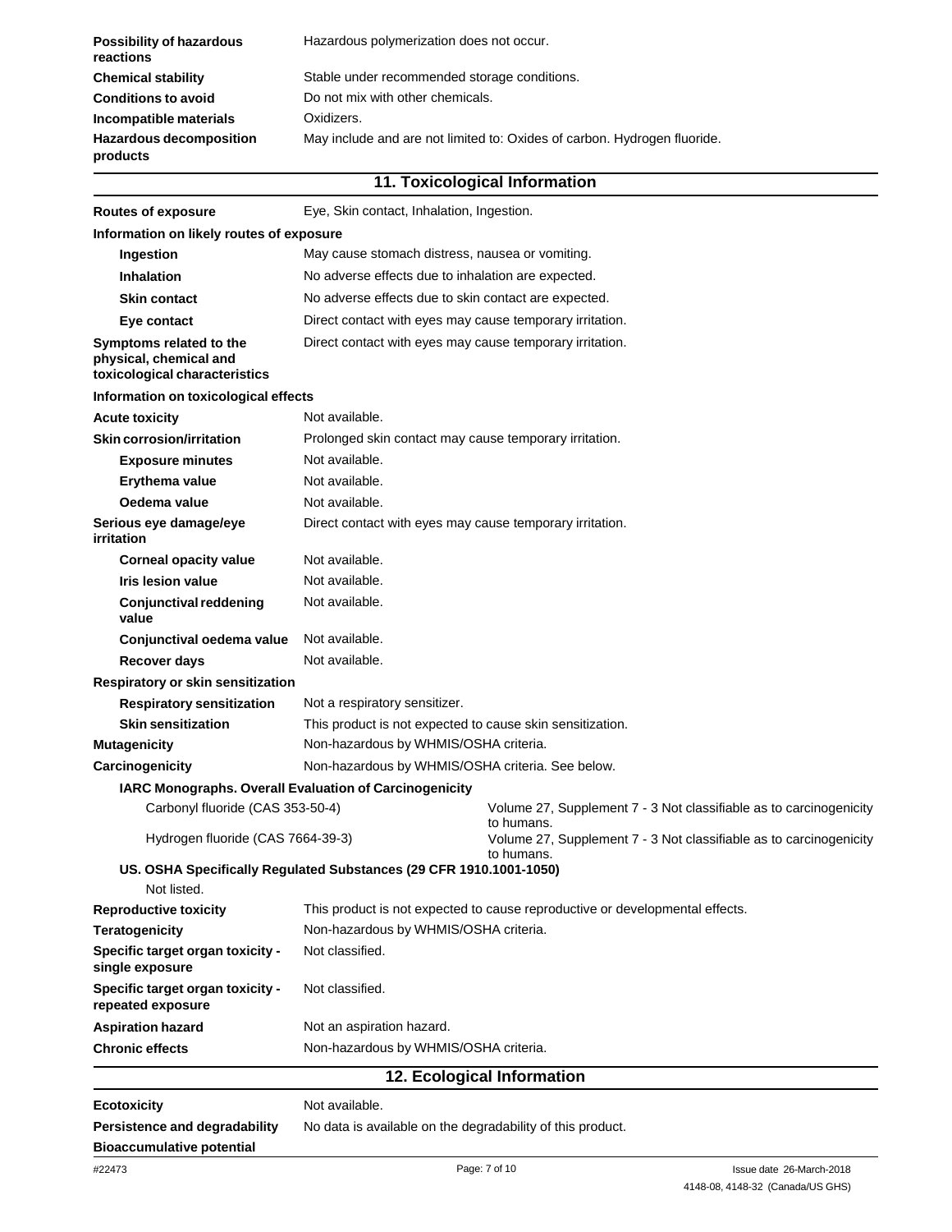**Possibility of hazardous reactions** Hazardous polymerization does not occur.

**Chemical stability** Stable under recommended storage conditions.

**Conditions to avoid** Do not mix with other chemicals.

**Incompatible materials** Oxidizers.

**Hazardous decomposition products** May include and are not limited to: Oxides of carbon. Hydrogen fluoride.

## 11. Toxicological Information

**Routes of exposure** Eye, Skin contact, Inhalation, Ingestion.

**Information on likely routes of exposure**

- **Ingestion** May cause stomach distress, nausea or vomiting.
- **Inhalation** No adverse effects due to inhalation are expected.
- **Skin contact** No adverse effects due to skin contact are expected.
- **Eye contact** Direct contact with eyes may cause temporary irritation.

**Symptoms related to the physical, chemical and toxicological characteristics** Direct contact with eyes may cause temporary irritation.

**Information on toxicological effects**

**Acute toxicity** Not available.

**Skin corrosion/irritation** Prolonged skin contact may cause temporary irritation.

- **Exposure minutes** Not available.
- **Erythema value** Not available.
- **Oedema value** Not available.

**Serious eye damage/eye irritation** Direct contact with eyes may cause temporary irritation.

- **Corneal opacity value** Not available.
- **Iris lesion value** Not available.
- **Conjunctival reddening value** Not available.
- **Conjunctival oedema value** Not available.
- **Recover days** Not available.

**Respiratory or skin sensitization**

- **Respiratory sensitization** Not a respiratory sensitizer.
- **Skin sensitization** This product is not expected to cause skin sensitization.

**Mutagenicity** Non-hazardous by WHMIS/OSHA criteria.

**Carcinogenicity** Non-hazardous by WHMIS/OSHA criteria. See below.

**IARC Monographs. Overall Evaluation of Carcinogenicity**

| | |
|---|---|
| Carbonyl fluoride (CAS 353-50-4) | Volume 27, Supplement 7 - 3 Not classifiable as to carcinogenicity to humans. |
| Hydrogen fluoride (CAS 7664-39-3) | Volume 27, Supplement 7 - 3 Not classifiable as to carcinogenicity to humans. |

**US. OSHA Specifically Regulated Substances (29 CFR 1910.1001-1050)**

Not listed.

**Reproductive toxicity** This product is not expected to cause reproductive or developmental effects.

**Teratogenicity** Non-hazardous by WHMIS/OSHA criteria.

**Specific target organ toxicity - single exposure** Not classified.

**Specific target organ toxicity - repeated exposure** Not classified.

**Aspiration hazard** Not an aspiration hazard.

**Chronic effects** Non-hazardous by WHMIS/OSHA criteria.

## 12. Ecological Information

**Ecotoxicity** Not available.

**Persistence and degradability** No data is available on the degradability of this product.

**Bioaccumulative potential**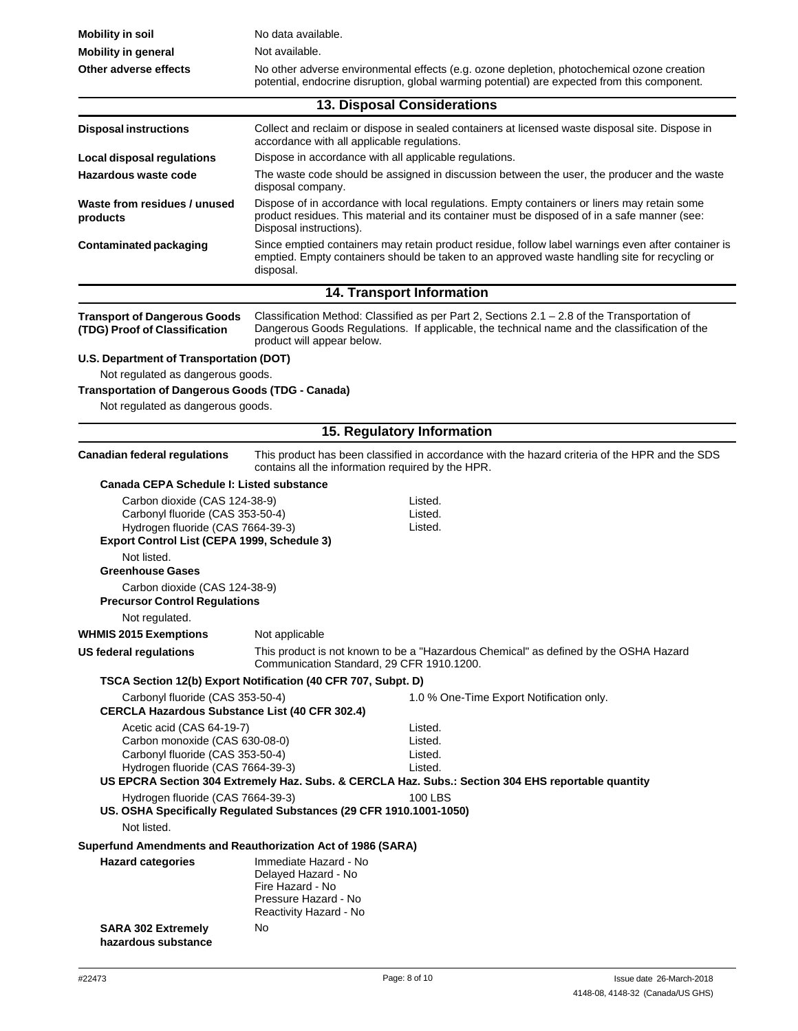| | |
|---|---|
| **Mobility in soil** | No data available. |
| **Mobility in general** | Not available. |
| **Other adverse effects** | No other adverse environmental effects (e.g. ozone depletion, photochemical ozone creation potential, endocrine disruption, global warming potential) are expected from this component. |

## 13. Disposal Considerations

| | |
|---|---|
| **Disposal instructions** | Collect and reclaim or dispose in sealed containers at licensed waste disposal site. Dispose in accordance with all applicable regulations. |
| **Local disposal regulations** | Dispose in accordance with all applicable regulations. |
| **Hazardous waste code** | The waste code should be assigned in discussion between the user, the producer and the waste disposal company. |
| **Waste from residues / unused products** | Dispose of in accordance with local regulations. Empty containers or liners may retain some product residues. This material and its container must be disposed of in a safe manner (see: Disposal instructions). |
| **Contaminated packaging** | Since emptied containers may retain product residue, follow label warnings even after container is emptied. Empty containers should be taken to an approved waste handling site for recycling or disposal. |

## 14. Transport Information

**Transport of Dangerous Goods (TDG) Proof of Classification**: Classification Method: Classified as per Part 2, Sections 2.1 – 2.8 of the Transportation of Dangerous Goods Regulations. If applicable, the technical name and the classification of the product will appear below.

**U.S. Department of Transportation (DOT)**

Not regulated as dangerous goods.

**Transportation of Dangerous Goods (TDG - Canada)**

Not regulated as dangerous goods.

## 15. Regulatory Information

**Canadian federal regulations**: This product has been classified in accordance with the hazard criteria of the HPR and the SDS contains all the information required by the HPR.

**Canada CEPA Schedule I: Listed substance**

| | |
|---|---|
| Carbon dioxide (CAS 124-38-9) | Listed. |
| Carbonyl fluoride (CAS 353-50-4) | Listed. |
| Hydrogen fluoride (CAS 7664-39-3) | Listed. |

**Export Control List (CEPA 1999, Schedule 3)**

Not listed.

**Greenhouse Gases**

Carbon dioxide (CAS 124-38-9)

**Precursor Control Regulations**

Not regulated.

**WHMIS 2015 Exemptions**: Not applicable

**US federal regulations**: This product is not known to be a "Hazardous Chemical" as defined by the OSHA Hazard Communication Standard, 29 CFR 1910.1200.

**TSCA Section 12(b) Export Notification (40 CFR 707, Subpt. D)**

| | |
|---|---|
| Carbonyl fluoride (CAS 353-50-4) | 1.0 % One-Time Export Notification only. |

**CERCLA Hazardous Substance List (40 CFR 302.4)**

| | |
|---|---|
| Acetic acid (CAS 64-19-7) | Listed. |
| Carbon monoxide (CAS 630-08-0) | Listed. |
| Carbonyl fluoride (CAS 353-50-4) | Listed. |
| Hydrogen fluoride (CAS 7664-39-3) | Listed. |

**US EPCRA Section 304 Extremely Haz. Subs. & CERCLA Haz. Subs.: Section 304 EHS reportable quantity**

| | |
|---|---|
| Hydrogen fluoride (CAS 7664-39-3) | 100 LBS |

**US. OSHA Specifically Regulated Substances (29 CFR 1910.1001-1050)**

Not listed.

**Superfund Amendments and Reauthorization Act of 1986 (SARA)**

**Hazard categories**:
Immediate Hazard - No
Delayed Hazard - No
Fire Hazard - No
Pressure Hazard - No
Reactivity Hazard - No

**SARA 302 Extremely hazardous substance**: No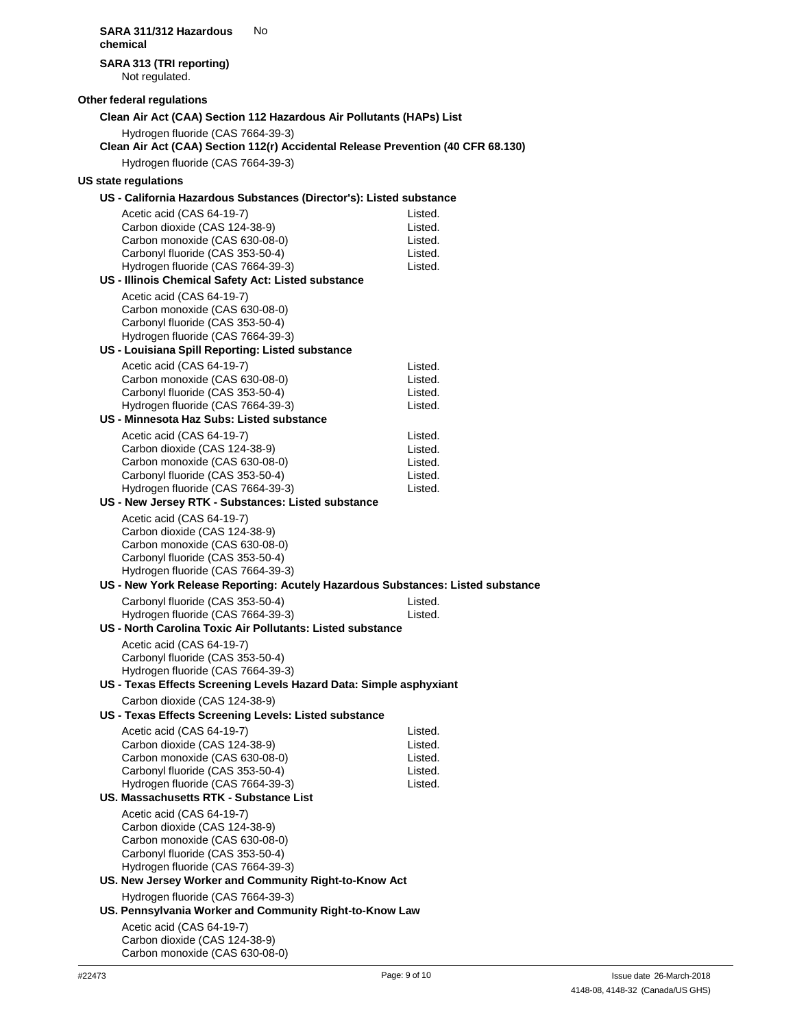**SARA 311/312 Hazardous chemical** No

**SARA 313 (TRI reporting)**
Not regulated.

**Other federal regulations**

**Clean Air Act (CAA) Section 112 Hazardous Air Pollutants (HAPs) List**

Hydrogen fluoride (CAS 7664-39-3)

**Clean Air Act (CAA) Section 112(r) Accidental Release Prevention (40 CFR 68.130)**

Hydrogen fluoride (CAS 7664-39-3)

**US state regulations**

**US - California Hazardous Substances (Director's): Listed substance**

| | |
|---|---|
| Acetic acid (CAS 64-19-7) | Listed. |
| Carbon dioxide (CAS 124-38-9) | Listed. |
| Carbon monoxide (CAS 630-08-0) | Listed. |
| Carbonyl fluoride (CAS 353-50-4) | Listed. |
| Hydrogen fluoride (CAS 7664-39-3) | Listed. |

**US - Illinois Chemical Safety Act: Listed substance**

Acetic acid (CAS 64-19-7)
Carbon monoxide (CAS 630-08-0)
Carbonyl fluoride (CAS 353-50-4)
Hydrogen fluoride (CAS 7664-39-3)

**US - Louisiana Spill Reporting: Listed substance**

| | |
|---|---|
| Acetic acid (CAS 64-19-7) | Listed. |
| Carbon monoxide (CAS 630-08-0) | Listed. |
| Carbonyl fluoride (CAS 353-50-4) | Listed. |
| Hydrogen fluoride (CAS 7664-39-3) | Listed. |

**US - Minnesota Haz Subs: Listed substance**

| | |
|---|---|
| Acetic acid (CAS 64-19-7) | Listed. |
| Carbon dioxide (CAS 124-38-9) | Listed. |
| Carbon monoxide (CAS 630-08-0) | Listed. |
| Carbonyl fluoride (CAS 353-50-4) | Listed. |
| Hydrogen fluoride (CAS 7664-39-3) | Listed. |

**US - New Jersey RTK - Substances: Listed substance**

Acetic acid (CAS 64-19-7)
Carbon dioxide (CAS 124-38-9)
Carbon monoxide (CAS 630-08-0)
Carbonyl fluoride (CAS 353-50-4)
Hydrogen fluoride (CAS 7664-39-3)

**US - New York Release Reporting: Acutely Hazardous Substances: Listed substance**

| | |
|---|---|
| Carbonyl fluoride (CAS 353-50-4) | Listed. |
| Hydrogen fluoride (CAS 7664-39-3) | Listed. |

**US - North Carolina Toxic Air Pollutants: Listed substance**

Acetic acid (CAS 64-19-7)
Carbonyl fluoride (CAS 353-50-4)
Hydrogen fluoride (CAS 7664-39-3)

**US - Texas Effects Screening Levels Hazard Data: Simple asphyxiant**

Carbon dioxide (CAS 124-38-9)

**US - Texas Effects Screening Levels: Listed substance**

| | |
|---|---|
| Acetic acid (CAS 64-19-7) | Listed. |
| Carbon dioxide (CAS 124-38-9) | Listed. |
| Carbon monoxide (CAS 630-08-0) | Listed. |
| Carbonyl fluoride (CAS 353-50-4) | Listed. |
| Hydrogen fluoride (CAS 7664-39-3) | Listed. |

**US. Massachusetts RTK - Substance List**

Acetic acid (CAS 64-19-7)
Carbon dioxide (CAS 124-38-9)
Carbon monoxide (CAS 630-08-0)
Carbonyl fluoride (CAS 353-50-4)
Hydrogen fluoride (CAS 7664-39-3)

**US. New Jersey Worker and Community Right-to-Know Act**

Hydrogen fluoride (CAS 7664-39-3)

**US. Pennsylvania Worker and Community Right-to-Know Law**

Acetic acid (CAS 64-19-7)
Carbon dioxide (CAS 124-38-9)
Carbon monoxide (CAS 630-08-0)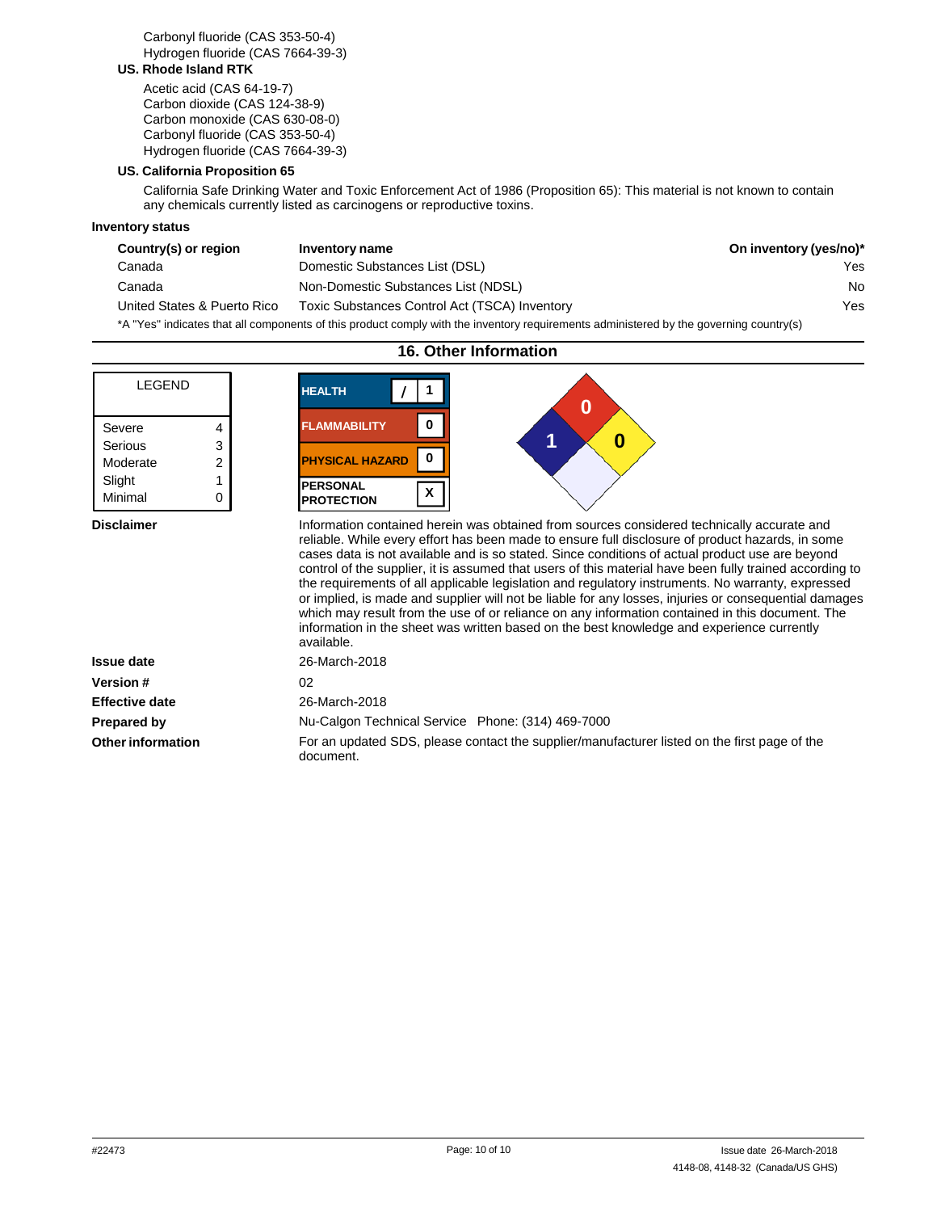Carbonyl fluoride (CAS 353-50-4)
Hydrogen fluoride (CAS 7664-39-3)

**US. Rhode Island RTK**

Acetic acid (CAS 64-19-7)
Carbon dioxide (CAS 124-38-9)
Carbon monoxide (CAS 630-08-0)
Carbonyl fluoride (CAS 353-50-4)
Hydrogen fluoride (CAS 7664-39-3)

**US. California Proposition 65**

California Safe Drinking Water and Toxic Enforcement Act of 1986 (Proposition 65): This material is not known to contain any chemicals currently listed as carcinogens or reproductive toxins.

**Inventory status**

| Country(s) or region | Inventory name | On inventory (yes/no)* |
|---|---|---|
| Canada | Domestic Substances List (DSL) | Yes |
| Canada | Non-Domestic Substances List (NDSL) | No |
| United States & Puerto Rico | Toxic Substances Control Act (TSCA) Inventory | Yes |

*A "Yes" indicates that all components of this product comply with the inventory requirements administered by the governing country(s)

## 16. Other Information

| LEGEND | |
|---|---|
| Severe | 4 |
| Serious | 3 |
| Moderate | 2 |
| Slight | 1 |
| Minimal | 0 |

| | | |
|---|---|---|
| HEALTH | / | 1 |
| FLAMMABILITY | | 0 |
| PHYSICAL HAZARD | | 0 |
| PERSONAL PROTECTION | | X |

0
1
0

**Disclaimer**

Information contained herein was obtained from sources considered technically accurate and reliable. While every effort has been made to ensure full disclosure of product hazards, in some cases data is not available and is so stated. Since conditions of actual product use are beyond control of the supplier, it is assumed that users of this material have been fully trained according to the requirements of all applicable legislation and regulatory instruments. No warranty, expressed or implied, is made and supplier will not be liable for any losses, injuries or consequential damages which may result from the use of or reliance on any information contained in this document. The information in the sheet was written based on the best knowledge and experience currently available.

**Issue date** 26-March-2018

**Version #** 02

**Effective date** 26-March-2018

**Prepared by** Nu-Calgon Technical Service Phone: (314) 469-7000

**Other information** For an updated SDS, please contact the supplier/manufacturer listed on the first page of the document.